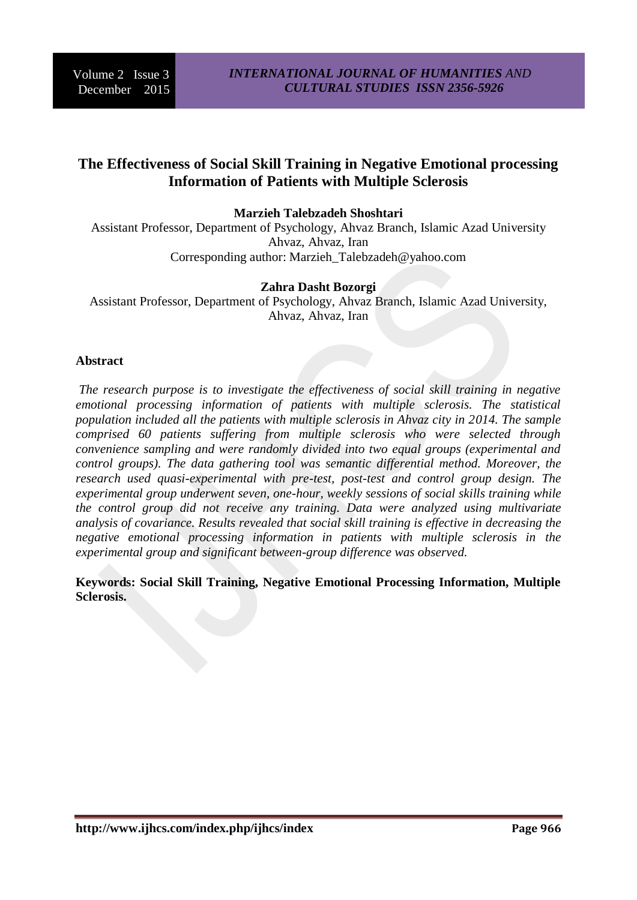# The Effectiveness of Social Skill Training in Negative Emotional processing Information of Patients with Multiple Sclerosis

**Marzieh Talebzadeh Shoshtari**

Assistant Professor, Department of Psychology, Ahvaz Branch, Islamic Azad University Ahvaz, Ahvaz, Iran

Corresponding author: Marzieh_Talebzadeh@yahoo.com

**Zahra Dasht Bozorgi**

Assistant Professor, Department of Psychology, Ahvaz Branch, Islamic Azad University, Ahvaz, Ahvaz, Iran

## Abstract

*The research purpose is to investigate the effectiveness of social skill training in negative emotional processing information of patients with multiple sclerosis. The statistical population included all the patients with multiple sclerosis in Ahvaz city in 2014. The sample comprised 60 patients suffering from multiple sclerosis who were selected through convenience sampling and were randomly divided into two equal groups (experimental and control groups). The data gathering tool was semantic differential method. Moreover, the research used quasi-experimental with pre-test, post-test and control group design. The experimental group underwent seven, one-hour, weekly sessions of social skills training while the control group did not receive any training. Data were analyzed using multivariate analysis of covariance. Results revealed that social skill training is effective in decreasing the negative emotional processing information in patients with multiple sclerosis in the experimental group and significant between-group difference was observed.*

**Keywords: Social Skill Training, Negative Emotional Processing Information, Multiple Sclerosis.**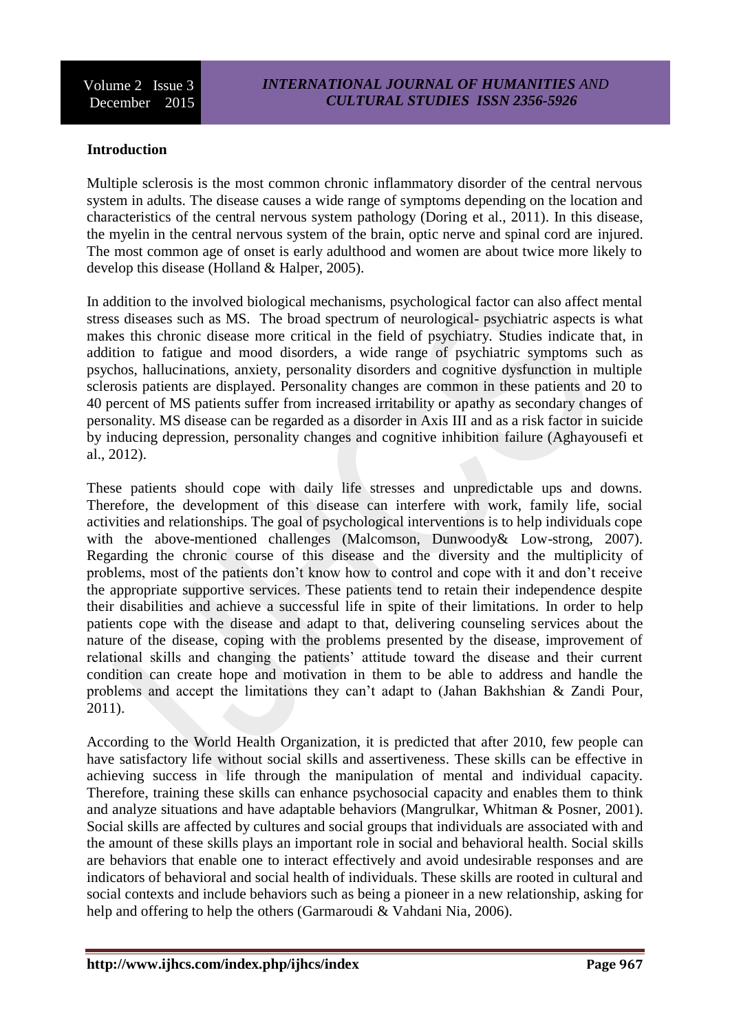## Introduction

Multiple sclerosis is the most common chronic inflammatory disorder of the central nervous system in adults. The disease causes a wide range of symptoms depending on the location and characteristics of the central nervous system pathology (Doring et al., 2011). In this disease, the myelin in the central nervous system of the brain, optic nerve and spinal cord are injured. The most common age of onset is early adulthood and women are about twice more likely to develop this disease (Holland & Halper, 2005).

In addition to the involved biological mechanisms, psychological factor can also affect mental stress diseases such as MS. The broad spectrum of neurological- psychiatric aspects is what makes this chronic disease more critical in the field of psychiatry. Studies indicate that, in addition to fatigue and mood disorders, a wide range of psychiatric symptoms such as psychos, hallucinations, anxiety, personality disorders and cognitive dysfunction in multiple sclerosis patients are displayed. Personality changes are common in these patients and 20 to 40 percent of MS patients suffer from increased irritability or apathy as secondary changes of personality. MS disease can be regarded as a disorder in Axis III and as a risk factor in suicide by inducing depression, personality changes and cognitive inhibition failure (Aghayousefi et al., 2012).

These patients should cope with daily life stresses and unpredictable ups and downs. Therefore, the development of this disease can interfere with work, family life, social activities and relationships. The goal of psychological interventions is to help individuals cope with the above-mentioned challenges (Malcomson, Dunwoody& Low-strong, 2007). Regarding the chronic course of this disease and the diversity and the multiplicity of problems, most of the patients don't know how to control and cope with it and don't receive the appropriate supportive services. These patients tend to retain their independence despite their disabilities and achieve a successful life in spite of their limitations. In order to help patients cope with the disease and adapt to that, delivering counseling services about the nature of the disease, coping with the problems presented by the disease, improvement of relational skills and changing the patients' attitude toward the disease and their current condition can create hope and motivation in them to be able to address and handle the problems and accept the limitations they can't adapt to (Jahan Bakhshian & Zandi Pour, 2011).

According to the World Health Organization, it is predicted that after 2010, few people can have satisfactory life without social skills and assertiveness. These skills can be effective in achieving success in life through the manipulation of mental and individual capacity. Therefore, training these skills can enhance psychosocial capacity and enables them to think and analyze situations and have adaptable behaviors (Mangrulkar, Whitman & Posner, 2001). Social skills are affected by cultures and social groups that individuals are associated with and the amount of these skills plays an important role in social and behavioral health. Social skills are behaviors that enable one to interact effectively and avoid undesirable responses and are indicators of behavioral and social health of individuals. These skills are rooted in cultural and social contexts and include behaviors such as being a pioneer in a new relationship, asking for help and offering to help the others (Garmaroudi & Vahdani Nia, 2006).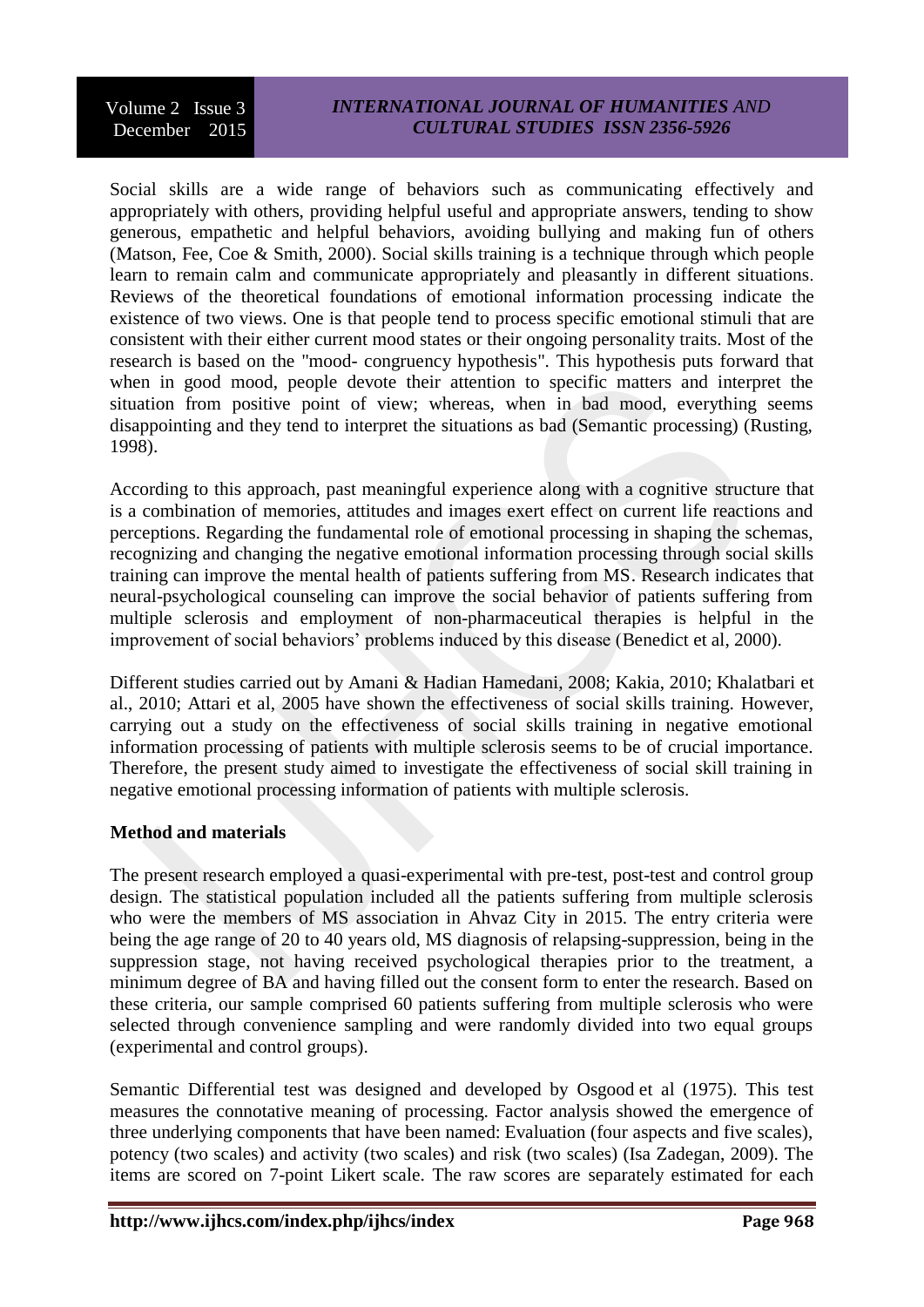Social skills are a wide range of behaviors such as communicating effectively and appropriately with others, providing helpful useful and appropriate answers, tending to show generous, empathetic and helpful behaviors, avoiding bullying and making fun of others (Matson, Fee, Coe & Smith, 2000). Social skills training is a technique through which people learn to remain calm and communicate appropriately and pleasantly in different situations. Reviews of the theoretical foundations of emotional information processing indicate the existence of two views. One is that people tend to process specific emotional stimuli that are consistent with their either current mood states or their ongoing personality traits. Most of the research is based on the "mood- congruency hypothesis". This hypothesis puts forward that when in good mood, people devote their attention to specific matters and interpret the situation from positive point of view; whereas, when in bad mood, everything seems disappointing and they tend to interpret the situations as bad (Semantic processing) (Rusting, 1998).

According to this approach, past meaningful experience along with a cognitive structure that is a combination of memories, attitudes and images exert effect on current life reactions and perceptions. Regarding the fundamental role of emotional processing in shaping the schemas, recognizing and changing the negative emotional information processing through social skills training can improve the mental health of patients suffering from MS. Research indicates that neural-psychological counseling can improve the social behavior of patients suffering from multiple sclerosis and employment of non-pharmaceutical therapies is helpful in the improvement of social behaviors' problems induced by this disease (Benedict et al, 2000).

Different studies carried out by Amani & Hadian Hamedani, 2008; Kakia, 2010; Khalatbari et al., 2010; Attari et al, 2005 have shown the effectiveness of social skills training. However, carrying out a study on the effectiveness of social skills training in negative emotional information processing of patients with multiple sclerosis seems to be of crucial importance. Therefore, the present study aimed to investigate the effectiveness of social skill training in negative emotional processing information of patients with multiple sclerosis.

**Method and materials**

The present research employed a quasi-experimental with pre-test, post-test and control group design. The statistical population included all the patients suffering from multiple sclerosis who were the members of MS association in Ahvaz City in 2015. The entry criteria were being the age range of 20 to 40 years old, MS diagnosis of relapsing-suppression, being in the suppression stage, not having received psychological therapies prior to the treatment, a minimum degree of BA and having filled out the consent form to enter the research. Based on these criteria, our sample comprised 60 patients suffering from multiple sclerosis who were selected through convenience sampling and were randomly divided into two equal groups (experimental and control groups).

Semantic Differential test was designed and developed by Osgood et al (1975). This test measures the connotative meaning of processing. Factor analysis showed the emergence of three underlying components that have been named: Evaluation (four aspects and five scales), potency (two scales) and activity (two scales) and risk (two scales) (Isa Zadegan, 2009). The items are scored on 7-point Likert scale. The raw scores are separately estimated for each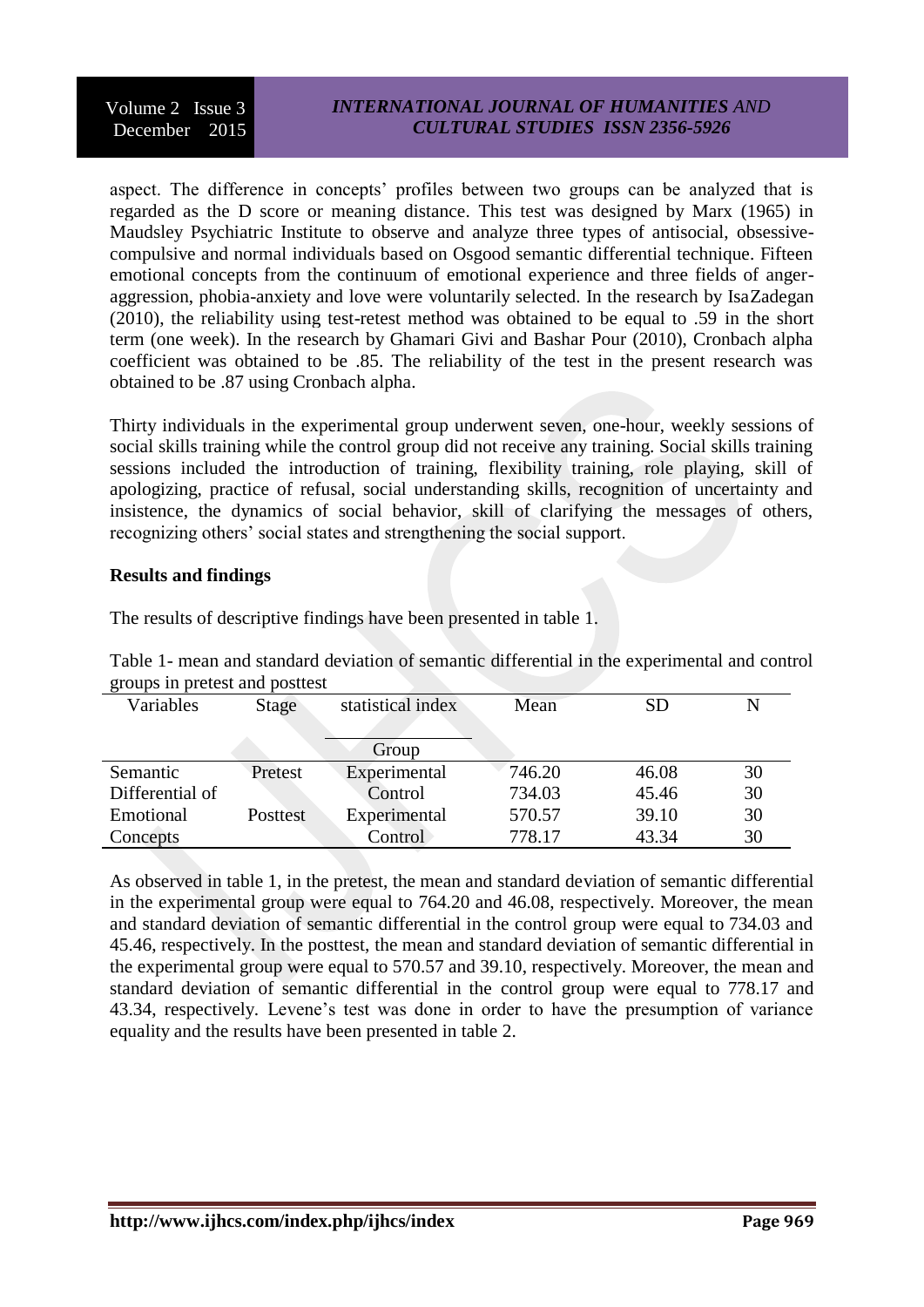aspect. The difference in concepts' profiles between two groups can be analyzed that is regarded as the D score or meaning distance. This test was designed by Marx (1965) in Maudsley Psychiatric Institute to observe and analyze three types of antisocial, obsessive-compulsive and normal individuals based on Osgood semantic differential technique. Fifteen emotional concepts from the continuum of emotional experience and three fields of anger-aggression, phobia-anxiety and love were voluntarily selected. In the research by IsaZadegan (2010), the reliability using test-retest method was obtained to be equal to .59 in the short term (one week). In the research by Ghamari Givi and Bashar Pour (2010), Cronbach alpha coefficient was obtained to be .85. The reliability of the test in the present research was obtained to be .87 using Cronbach alpha.

Thirty individuals in the experimental group underwent seven, one-hour, weekly sessions of social skills training while the control group did not receive any training. Social skills training sessions included the introduction of training, flexibility training, role playing, skill of apologizing, practice of refusal, social understanding skills, recognition of uncertainty and insistence, the dynamics of social behavior, skill of clarifying the messages of others, recognizing others' social states and strengthening the social support.

**Results and findings**

The results of descriptive findings have been presented in table 1.

Table 1- mean and standard deviation of semantic differential in the experimental and control groups in pretest and posttest

| Variables | Stage | statistical index / Group | Mean | SD | N |
|---|---|---|---|---|---|
| Semantic Differential of Emotional Concepts | Pretest | Experimental | 746.20 | 46.08 | 30 |
| | | Control | 734.03 | 45.46 | 30 |
| | Posttest | Experimental | 570.57 | 39.10 | 30 |
| | | Control | 778.17 | 43.34 | 30 |

As observed in table 1, in the pretest, the mean and standard deviation of semantic differential in the experimental group were equal to 764.20 and 46.08, respectively. Moreover, the mean and standard deviation of semantic differential in the control group were equal to 734.03 and 45.46, respectively. In the posttest, the mean and standard deviation of semantic differential in the experimental group were equal to 570.57 and 39.10, respectively. Moreover, the mean and standard deviation of semantic differential in the control group were equal to 778.17 and 43.34, respectively. Levene's test was done in order to have the presumption of variance equality and the results have been presented in table 2.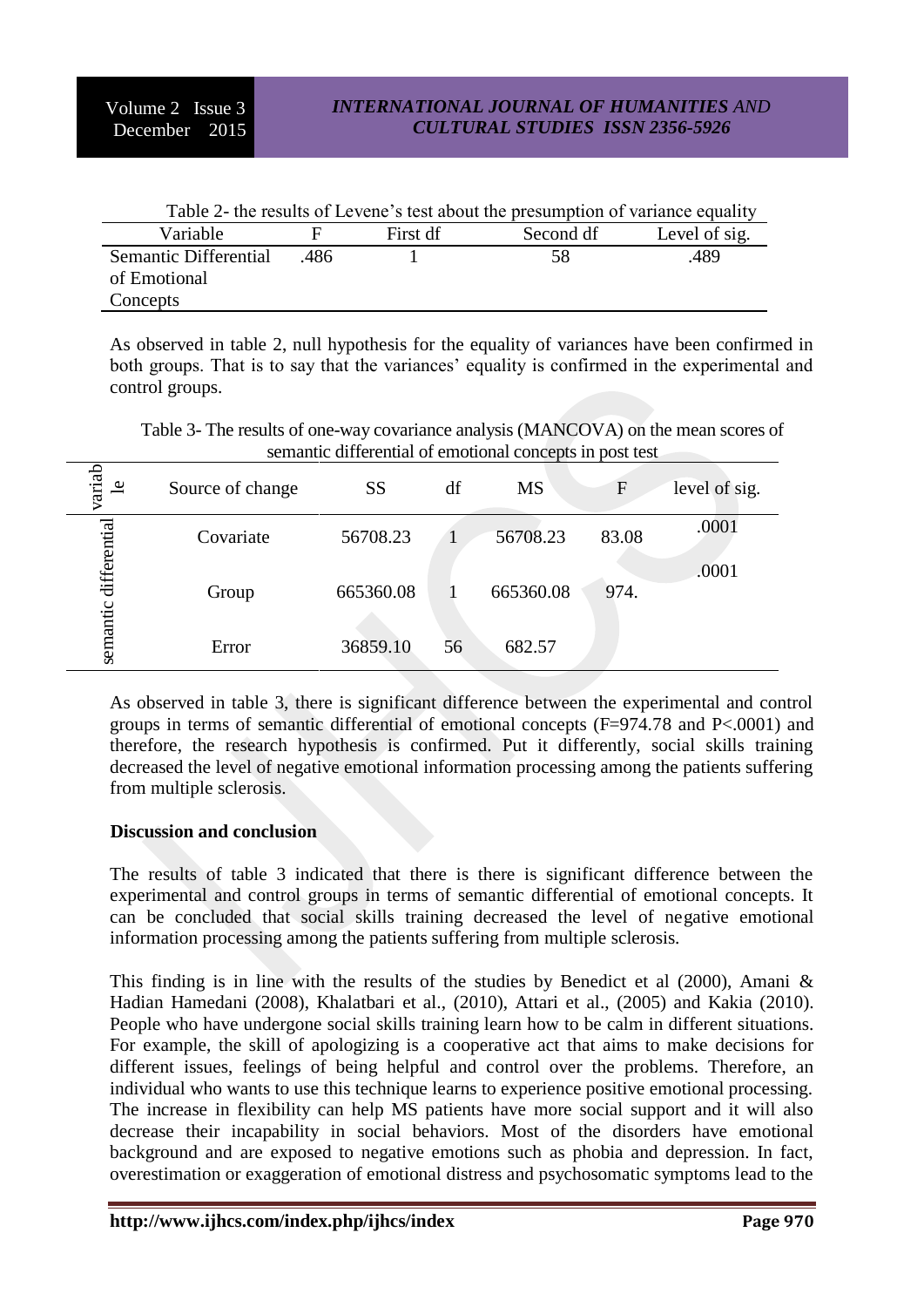Table 2- the results of Levene's test about the presumption of variance equality

| Variable | F | First df | Second df | Level of sig. |
|---|---|---|---|---|
| Semantic Differential of Emotional Concepts | .486 | 1 | 58 | .489 |

As observed in table 2, null hypothesis for the equality of variances have been confirmed in both groups. That is to say that the variances' equality is confirmed in the experimental and control groups.

Table 3- The results of one-way covariance analysis (MANCOVA) on the mean scores of semantic differential of emotional concepts in post test

| variable | Source of change | SS | df | MS | F | level of sig. |
|---|---|---|---|---|---|---|
| semantic differential | Covariate | 56708.23 | 1 | 56708.23 | 83.08 | .0001 |
| | Group | 665360.08 | 1 | 665360.08 | 974. | .0001 |
| | Error | 36859.10 | 56 | 682.57 | | |

As observed in table 3, there is significant difference between the experimental and control groups in terms of semantic differential of emotional concepts (F=974.78 and P<.0001) and therefore, the research hypothesis is confirmed. Put it differently, social skills training decreased the level of negative emotional information processing among the patients suffering from multiple sclerosis.

**Discussion and conclusion**

The results of table 3 indicated that there is there is significant difference between the experimental and control groups in terms of semantic differential of emotional concepts. It can be concluded that social skills training decreased the level of negative emotional information processing among the patients suffering from multiple sclerosis.

This finding is in line with the results of the studies by Benedict et al (2000), Amani & Hadian Hamedani (2008), Khalatbari et al., (2010), Attari et al., (2005) and Kakia (2010). People who have undergone social skills training learn how to be calm in different situations. For example, the skill of apologizing is a cooperative act that aims to make decisions for different issues, feelings of being helpful and control over the problems. Therefore, an individual who wants to use this technique learns to experience positive emotional processing. The increase in flexibility can help MS patients have more social support and it will also decrease their incapability in social behaviors. Most of the disorders have emotional background and are exposed to negative emotions such as phobia and depression. In fact, overestimation or exaggeration of emotional distress and psychosomatic symptoms lead to the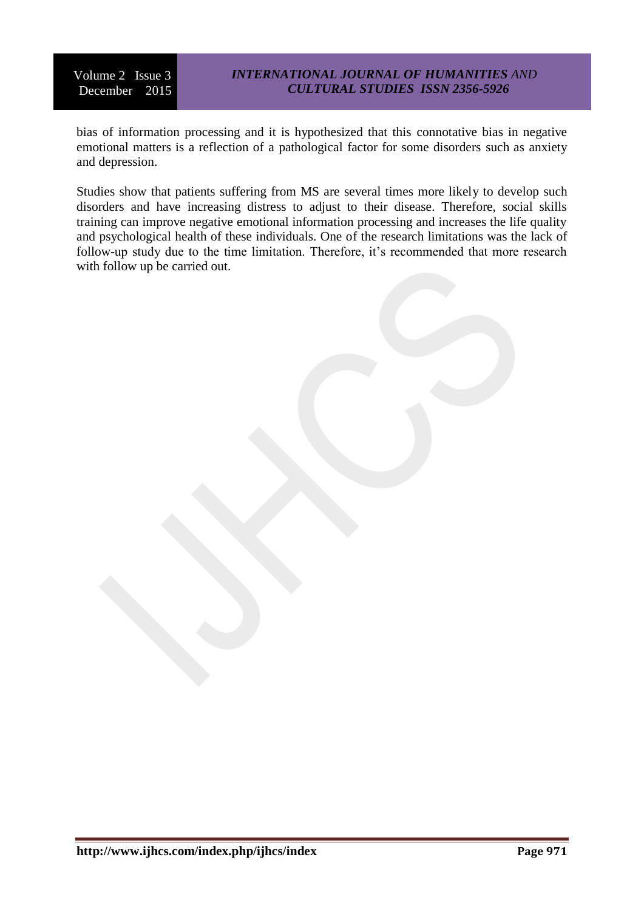bias of information processing and it is hypothesized that this connotative bias in negative emotional matters is a reflection of a pathological factor for some disorders such as anxiety and depression.

Studies show that patients suffering from MS are several times more likely to develop such disorders and have increasing distress to adjust to their disease. Therefore, social skills training can improve negative emotional information processing and increases the life quality and psychological health of these individuals. One of the research limitations was the lack of follow-up study due to the time limitation. Therefore, it's recommended that more research with follow up be carried out.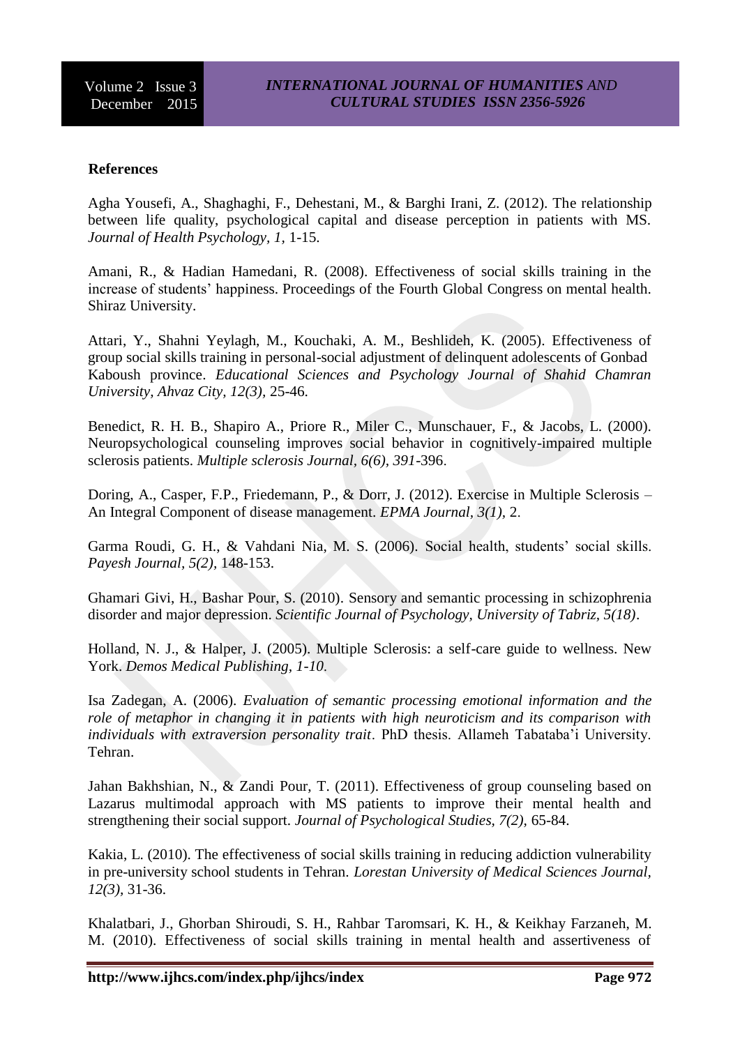**References**

Agha Yousefi, A., Shaghaghi, F., Dehestani, M., & Barghi Irani, Z. (2012). The relationship between life quality, psychological capital and disease perception in patients with MS. *Journal of Health Psychology, 1,* 1-15.

Amani, R., & Hadian Hamedani, R. (2008). Effectiveness of social skills training in the increase of students' happiness. Proceedings of the Fourth Global Congress on mental health. Shiraz University.

Attari, Y., Shahni Yeylagh, M., Kouchaki, A. M., Beshlideh, K. (2005). Effectiveness of group social skills training in personal-social adjustment of delinquent adolescents of Gonbad Kaboush province. *Educational Sciences and Psychology Journal of Shahid Chamran University, Ahvaz City, 12(3),* 25-46.

Benedict, R. H. B., Shapiro A., Priore R., Miler C., Munschauer, F., & Jacobs, L. (2000). Neuropsychological counseling improves social behavior in cognitively-impaired multiple sclerosis patients. *Multiple sclerosis Journal, 6(6), 391*-396.

Doring, A., Casper, F.P., Friedemann, P., & Dorr, J. (2012). Exercise in Multiple Sclerosis – An Integral Component of disease management. *EPMA Journal, 3(1),* 2.

Garma Roudi, G. H., & Vahdani Nia, M. S. (2006). Social health, students' social skills. *Payesh Journal, 5(2),* 148-153.

Ghamari Givi, H., Bashar Pour, S. (2010). Sensory and semantic processing in schizophrenia disorder and major depression. *Scientific Journal of Psychology, University of Tabriz, 5(18)*.

Holland, N. J., & Halper, J. (2005). Multiple Sclerosis: a self-care guide to wellness. New York. *Demos Medical Publishing, 1-10.*

Isa Zadegan, A. (2006). *Evaluation of semantic processing emotional information and the role of metaphor in changing it in patients with high neuroticism and its comparison with individuals with extraversion personality trait*. PhD thesis. Allameh Tabataba'i University. Tehran.

Jahan Bakhshian, N., & Zandi Pour, T. (2011). Effectiveness of group counseling based on Lazarus multimodal approach with MS patients to improve their mental health and strengthening their social support. *Journal of Psychological Studies, 7(2),* 65-84.

Kakia, L. (2010). The effectiveness of social skills training in reducing addiction vulnerability in pre-university school students in Tehran. *Lorestan University of Medical Sciences Journal, 12(3),* 31-36.

Khalatbari, J., Ghorban Shiroudi, S. H., Rahbar Taromsari, K. H., & Keikhay Farzaneh, M. M. (2010). Effectiveness of social skills training in mental health and assertiveness of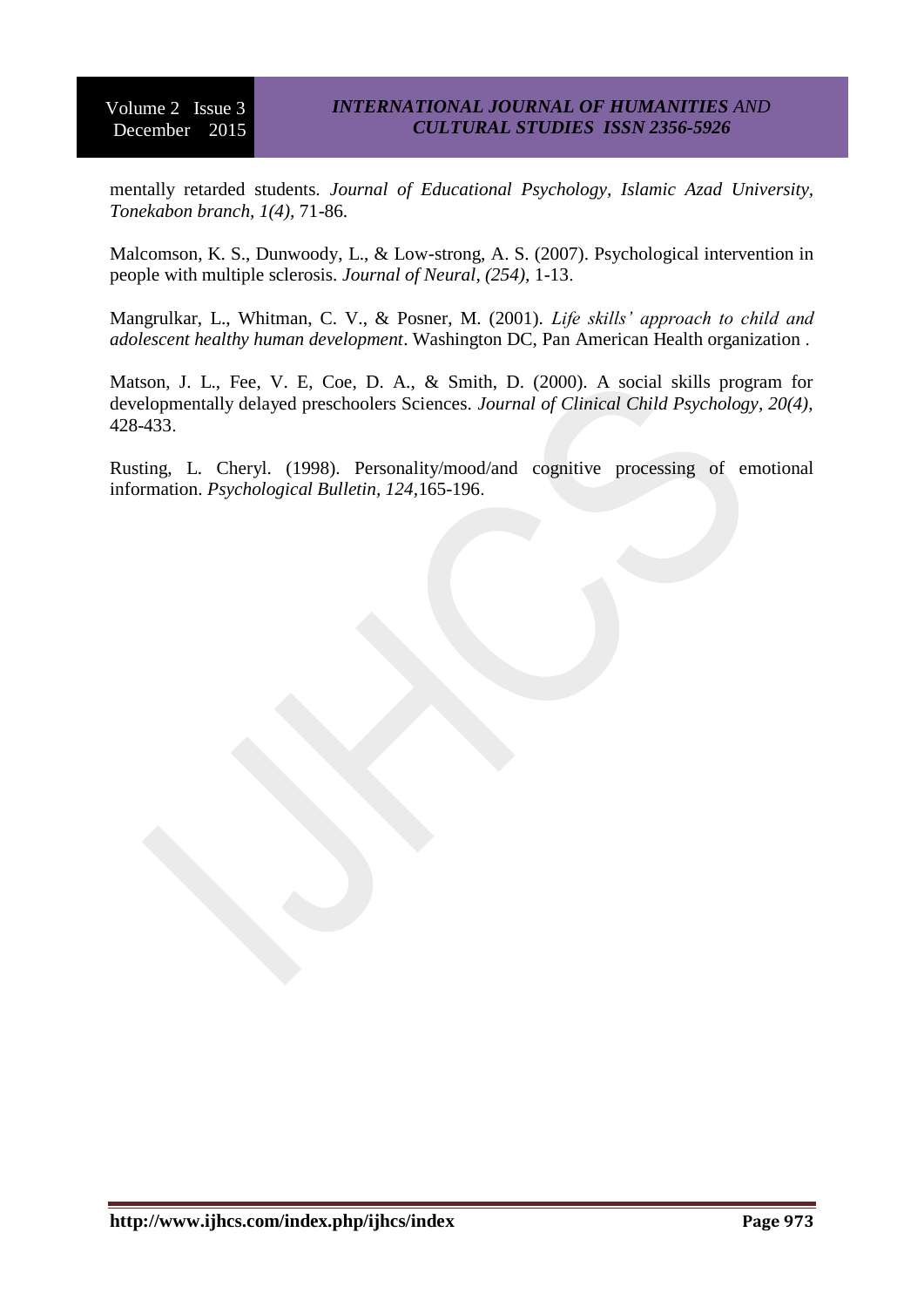mentally retarded students. *Journal of Educational Psychology, Islamic Azad University, Tonekabon branch, 1(4),* 71-86.

Malcomson, K. S., Dunwoody, L., & Low-strong, A. S. (2007). Psychological intervention in people with multiple sclerosis. *Journal of Neural, (254),* 1-13.

Mangrulkar, L., Whitman, C. V., & Posner, M. (2001). *Life skills' approach to child and adolescent healthy human development*. Washington DC, Pan American Health organization .

Matson, J. L., Fee, V. E, Coe, D. A., & Smith, D. (2000). A social skills program for developmentally delayed preschoolers Sciences. *Journal of Clinical Child Psychology, 20(4),* 428-433.

Rusting, L. Cheryl. (1998). Personality/mood/and cognitive processing of emotional information. *Psychological Bulletin, 124,*165-196.